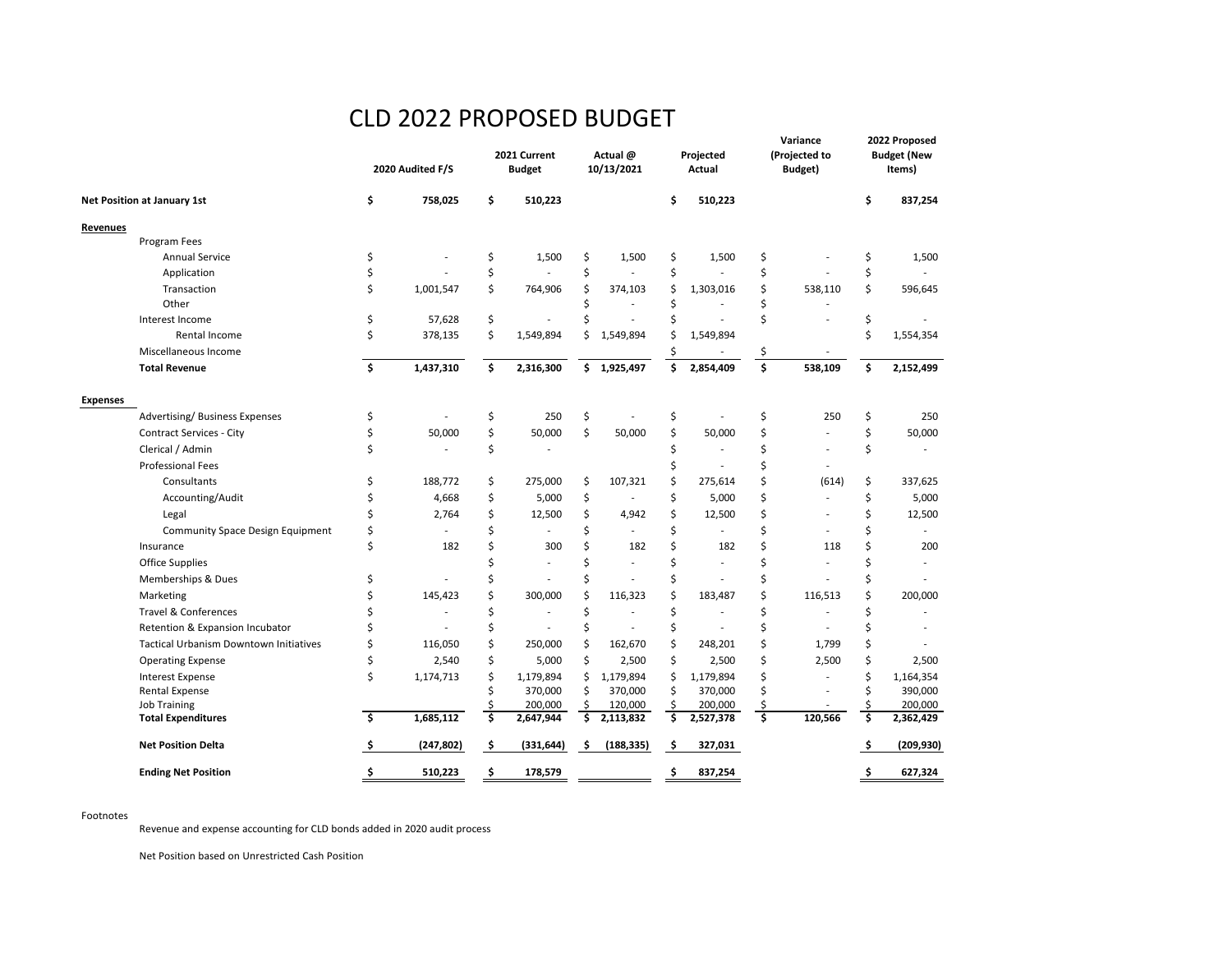# CLD 2022 PROPOSED BUDGET

| | 2020 Audited F/S | 2021 Current Budget | Actual @ 10/13/2021 | Projected Actual | Variance (Projected to Budget) | 2022 Proposed Budget (New Items) |
|---|---|---|---|---|---|---|
| **Net Position at January 1st** | **$ 758,025** | **$ 510,223** | | **$ 510,223** | | **$ 837,254** |
| **Revenues** | | | | | | |
| Program Fees | | | | | | |
| Annual Service | $ - | $ 1,500 | $ 1,500 | $ 1,500 | $ - | $ 1,500 |
| Application | $ - | $ - | $ - | $ - | $ - | $ - |
| Transaction | $ 1,001,547 | $ 764,906 | $ 374,103 | $ 1,303,016 | $ 538,110 | $ 596,645 |
| Other | | | $ - | $ - | $ - | |
| Interest Income | $ 57,628 | $ - | $ - | $ - | $ - | $ - |
| Rental Income | $ 378,135 | $ 1,549,894 | $ 1,549,894 | $ 1,549,894 | | $ 1,554,354 |
| Miscellaneous Income | | | | $ - | $ - | |
| **Total Revenue** | **$ 1,437,310** | **$ 2,316,300** | **$ 1,925,497** | **$ 2,854,409** | **$ 538,109** | **$ 2,152,499** |
| **Expenses** | | | | | | |
| Advertising/ Business Expenses | $ - | $ 250 | $ - | $ - | $ 250 | $ 250 |
| Contract Services - City | $ 50,000 | $ 50,000 | $ 50,000 | $ 50,000 | $ - | $ 50,000 |
| Clerical / Admin | $ - | $ - | | $ - | $ - | $ - |
| Professional Fees | | | | $ - | $ - | |
| Consultants | $ 188,772 | $ 275,000 | $ 107,321 | $ 275,614 | $ (614) | $ 337,625 |
| Accounting/Audit | $ 4,668 | $ 5,000 | $ - | $ 5,000 | $ - | $ 5,000 |
| Legal | $ 2,764 | $ 12,500 | $ 4,942 | $ 12,500 | $ - | $ 12,500 |
| Community Space Design Equipment | $ - | $ - | $ - | $ - | $ - | $ - |
| Insurance | $ 182 | $ 300 | $ 182 | $ 182 | $ 118 | $ 200 |
| Office Supplies | | $ - | $ - | $ - | $ - | $ - |
| Memberships & Dues | $ - | $ - | $ - | $ - | $ - | $ - |
| Marketing | $ 145,423 | $ 300,000 | $ 116,323 | $ 183,487 | $ 116,513 | $ 200,000 |
| Travel & Conferences | $ - | $ - | $ - | $ - | $ - | $ - |
| Retention & Expansion Incubator | $ - | $ - | $ - | $ - | $ - | $ - |
| Tactical Urbanism Downtown Initiatives | $ 116,050 | $ 250,000 | $ 162,670 | $ 248,201 | $ 1,799 | $ - |
| Operating Expense | $ 2,540 | $ 5,000 | $ 2,500 | $ 2,500 | $ 2,500 | $ 2,500 |
| Interest Expense | $ 1,174,713 | $ 1,179,894 | $ 1,179,894 | $ 1,179,894 | $ - | $ 1,164,354 |
| Rental Expense | | $ 370,000 | $ 370,000 | $ 370,000 | $ - | $ 390,000 |
| Job Training | | $ 200,000 | $ 120,000 | $ 200,000 | $ - | $ 200,000 |
| **Total Expenditures** | **$ 1,685,112** | **$ 2,647,944** | **$ 2,113,832** | **$ 2,527,378** | **$ 120,566** | **$ 2,362,429** |
| **Net Position Delta** | **$ (247,802)** | **$ (331,644)** | **$ (188,335)** | **$ 327,031** | | **$ (209,930)** |
| **Ending Net Position** | **$ 510,223** | **$ 178,579** | | **$ 837,254** | | **$ 627,324** |

Footnotes

Revenue and expense accounting for CLD bonds added in 2020 audit process

Net Position based on Unrestricted Cash Position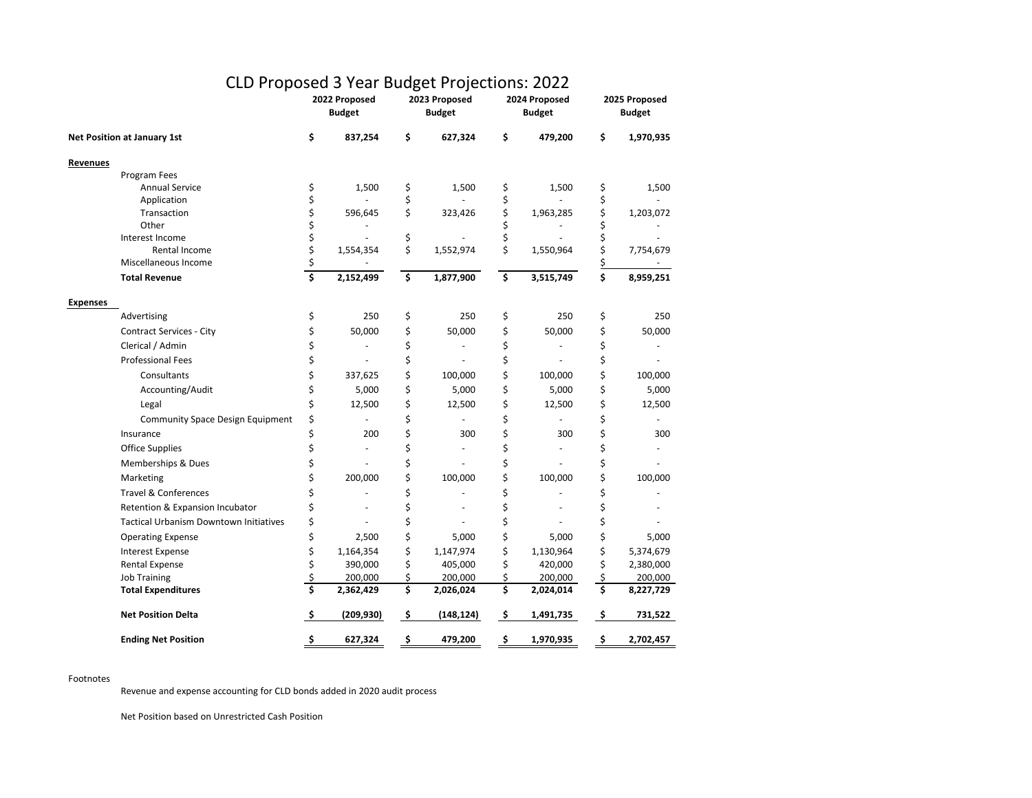# CLD Proposed 3 Year Budget Projections: 2022

| | 2022 Proposed Budget | 2023 Proposed Budget | 2024 Proposed Budget | 2025 Proposed Budget |
|---|---|---|---|---|
| **Net Position at January 1st** | **$ 837,254** | **$ 627,324** | **$ 479,200** | **$ 1,970,935** |
| **Revenues** | | | | |
| Program Fees | | | | |
| Annual Service | $ 1,500 | $ 1,500 | $ 1,500 | $ 1,500 |
| Application | $ - | $ - | $ - | $ - |
| Transaction | $ 596,645 | $ 323,426 | $ 1,963,285 | $ 1,203,072 |
| Other | $ - | | $ - | $ - |
| Interest Income | $ - | $ - | $ - | $ - |
| Rental Income | $ 1,554,354 | $ 1,552,974 | $ 1,550,964 | $ 7,754,679 |
| Miscellaneous Income | $ - | | | $ - |
| **Total Revenue** | **$ 2,152,499** | **$ 1,877,900** | **$ 3,515,749** | **$ 8,959,251** |
| **Expenses** | | | | |
| Advertising | $ 250 | $ 250 | $ 250 | $ 250 |
| Contract Services - City | $ 50,000 | $ 50,000 | $ 50,000 | $ 50,000 |
| Clerical / Admin | $ - | $ - | $ - | $ - |
| Professional Fees | $ - | $ - | $ - | $ - |
| Consultants | $ 337,625 | $ 100,000 | $ 100,000 | $ 100,000 |
| Accounting/Audit | $ 5,000 | $ 5,000 | $ 5,000 | $ 5,000 |
| Legal | $ 12,500 | $ 12,500 | $ 12,500 | $ 12,500 |
| Community Space Design Equipment | $ - | $ - | $ - | $ - |
| Insurance | $ 200 | $ 300 | $ 300 | $ 300 |
| Office Supplies | $ - | $ - | $ - | $ - |
| Memberships & Dues | $ - | $ - | $ - | $ - |
| Marketing | $ 200,000 | $ 100,000 | $ 100,000 | $ 100,000 |
| Travel & Conferences | $ - | $ - | $ - | $ - |
| Retention & Expansion Incubator | $ - | $ - | $ - | $ - |
| Tactical Urbanism Downtown Initiatives | $ - | $ - | $ - | $ - |
| Operating Expense | $ 2,500 | $ 5,000 | $ 5,000 | $ 5,000 |
| Interest Expense | $ 1,164,354 | $ 1,147,974 | $ 1,130,964 | $ 5,374,679 |
| Rental Expense | $ 390,000 | $ 405,000 | $ 420,000 | $ 2,380,000 |
| Job Training | $ 200,000 | $ 200,000 | $ 200,000 | $ 200,000 |
| **Total Expenditures** | **$ 2,362,429** | **$ 2,026,024** | **$ 2,024,014** | **$ 8,227,729** |
| **Net Position Delta** | **$ (209,930)** | **$ (148,124)** | **$ 1,491,735** | **$ 731,522** |
| **Ending Net Position** | **$ 627,324** | **$ 479,200** | **$ 1,970,935** | **$ 2,702,457** |

Footnotes

Revenue and expense accounting for CLD bonds added in 2020 audit process

Net Position based on Unrestricted Cash Position